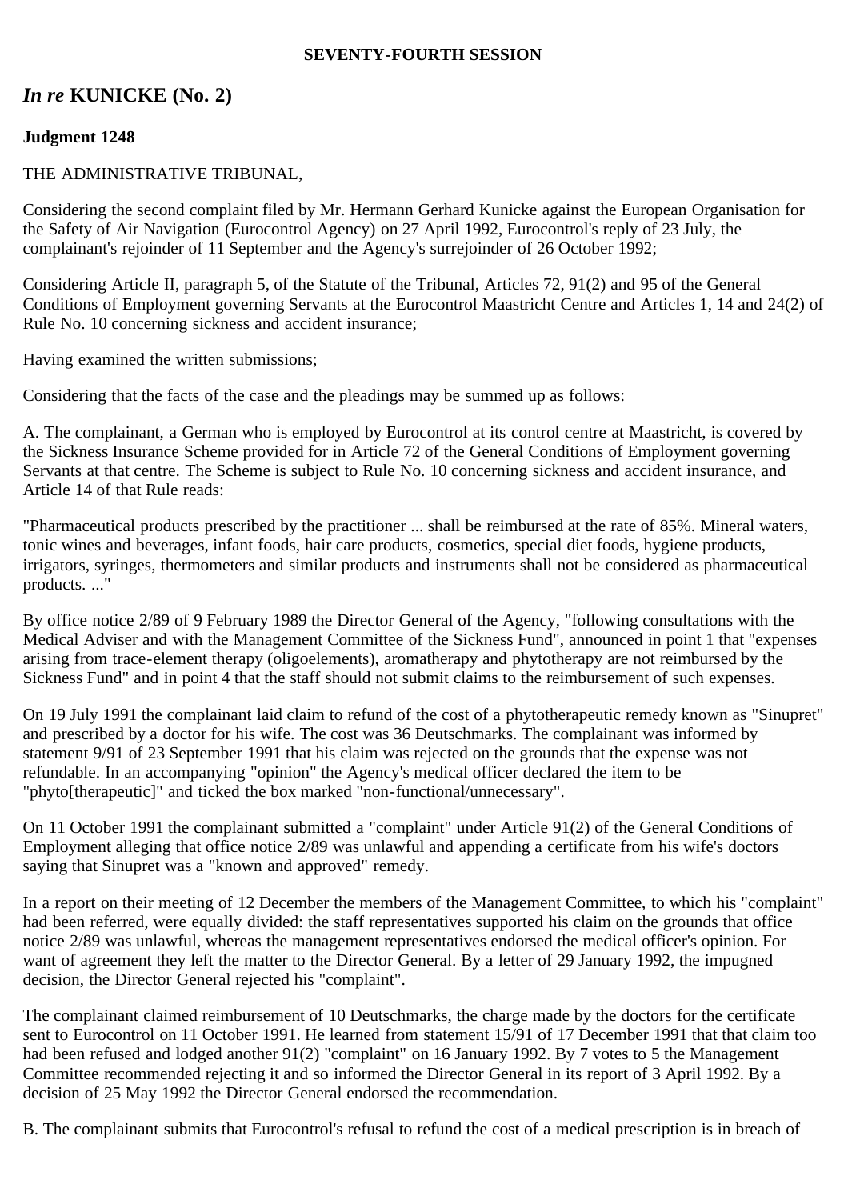**SEVENTY-FOURTH SESSION**

## *In re* **KUNICKE (No. 2)**

**Judgment 1248**

THE ADMINISTRATIVE TRIBUNAL,

Considering the second complaint filed by Mr. Hermann Gerhard Kunicke against the European Organisation for the Safety of Air Navigation (Eurocontrol Agency) on 27 April 1992, Eurocontrol's reply of 23 July, the complainant's rejoinder of 11 September and the Agency's surrejoinder of 26 October 1992;

Considering Article II, paragraph 5, of the Statute of the Tribunal, Articles 72, 91(2) and 95 of the General Conditions of Employment governing Servants at the Eurocontrol Maastricht Centre and Articles 1, 14 and 24(2) of Rule No. 10 concerning sickness and accident insurance;

Having examined the written submissions;

Considering that the facts of the case and the pleadings may be summed up as follows:

A. The complainant, a German who is employed by Eurocontrol at its control centre at Maastricht, is covered by the Sickness Insurance Scheme provided for in Article 72 of the General Conditions of Employment governing Servants at that centre. The Scheme is subject to Rule No. 10 concerning sickness and accident insurance, and Article 14 of that Rule reads:

"Pharmaceutical products prescribed by the practitioner ... shall be reimbursed at the rate of 85%. Mineral waters, tonic wines and beverages, infant foods, hair care products, cosmetics, special diet foods, hygiene products, irrigators, syringes, thermometers and similar products and instruments shall not be considered as pharmaceutical products. ..."

By office notice 2/89 of 9 February 1989 the Director General of the Agency, "following consultations with the Medical Adviser and with the Management Committee of the Sickness Fund", announced in point 1 that "expenses arising from trace-element therapy (oligoelements), aromatherapy and phytotherapy are not reimbursed by the Sickness Fund" and in point 4 that the staff should not submit claims to the reimbursement of such expenses.

On 19 July 1991 the complainant laid claim to refund of the cost of a phytotherapeutic remedy known as "Sinupret" and prescribed by a doctor for his wife. The cost was 36 Deutschmarks. The complainant was informed by statement 9/91 of 23 September 1991 that his claim was rejected on the grounds that the expense was not refundable. In an accompanying "opinion" the Agency's medical officer declared the item to be "phyto[therapeutic]" and ticked the box marked "non-functional/unnecessary".

On 11 October 1991 the complainant submitted a "complaint" under Article 91(2) of the General Conditions of Employment alleging that office notice 2/89 was unlawful and appending a certificate from his wife's doctors saying that Sinupret was a "known and approved" remedy.

In a report on their meeting of 12 December the members of the Management Committee, to which his "complaint" had been referred, were equally divided: the staff representatives supported his claim on the grounds that office notice 2/89 was unlawful, whereas the management representatives endorsed the medical officer's opinion. For want of agreement they left the matter to the Director General. By a letter of 29 January 1992, the impugned decision, the Director General rejected his "complaint".

The complainant claimed reimbursement of 10 Deutschmarks, the charge made by the doctors for the certificate sent to Eurocontrol on 11 October 1991. He learned from statement 15/91 of 17 December 1991 that that claim too had been refused and lodged another 91(2) "complaint" on 16 January 1992. By 7 votes to 5 the Management Committee recommended rejecting it and so informed the Director General in its report of 3 April 1992. By a decision of 25 May 1992 the Director General endorsed the recommendation.

B. The complainant submits that Eurocontrol's refusal to refund the cost of a medical prescription is in breach of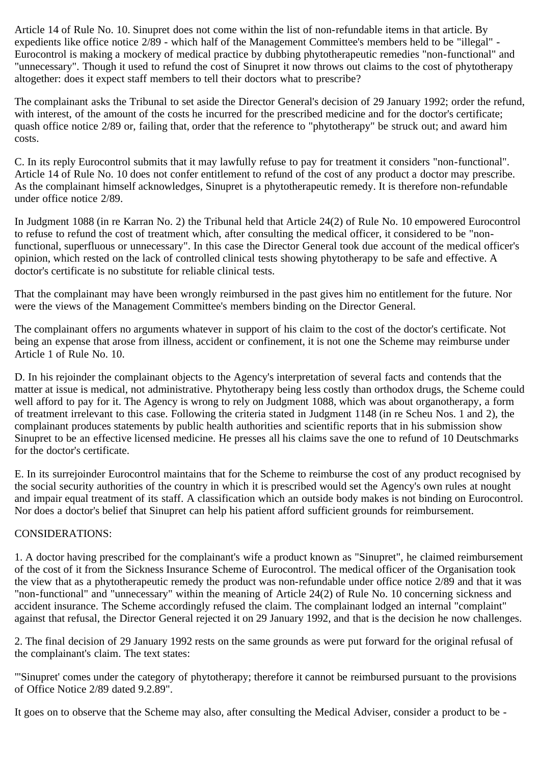Article 14 of Rule No. 10. Sinupret does not come within the list of non-refundable items in that article. By expedients like office notice 2/89 - which half of the Management Committee's members held to be "illegal" - Eurocontrol is making a mockery of medical practice by dubbing phytotherapeutic remedies "non-functional" and "unnecessary". Though it used to refund the cost of Sinupret it now throws out claims to the cost of phytotherapy altogether: does it expect staff members to tell their doctors what to prescribe?

The complainant asks the Tribunal to set aside the Director General's decision of 29 January 1992; order the refund, with interest, of the amount of the costs he incurred for the prescribed medicine and for the doctor's certificate; quash office notice 2/89 or, failing that, order that the reference to "phytotherapy" be struck out; and award him costs.

C. In its reply Eurocontrol submits that it may lawfully refuse to pay for treatment it considers "non-functional". Article 14 of Rule No. 10 does not confer entitlement to refund of the cost of any product a doctor may prescribe. As the complainant himself acknowledges, Sinupret is a phytotherapeutic remedy. It is therefore non-refundable under office notice 2/89.

In Judgment 1088 (in re Karran No. 2) the Tribunal held that Article 24(2) of Rule No. 10 empowered Eurocontrol to refuse to refund the cost of treatment which, after consulting the medical officer, it considered to be "non-functional, superfluous or unnecessary". In this case the Director General took due account of the medical officer's opinion, which rested on the lack of controlled clinical tests showing phytotherapy to be safe and effective. A doctor's certificate is no substitute for reliable clinical tests.

That the complainant may have been wrongly reimbursed in the past gives him no entitlement for the future. Nor were the views of the Management Committee's members binding on the Director General.

The complainant offers no arguments whatever in support of his claim to the cost of the doctor's certificate. Not being an expense that arose from illness, accident or confinement, it is not one the Scheme may reimburse under Article 1 of Rule No. 10.

D. In his rejoinder the complainant objects to the Agency's interpretation of several facts and contends that the matter at issue is medical, not administrative. Phytotherapy being less costly than orthodox drugs, the Scheme could well afford to pay for it. The Agency is wrong to rely on Judgment 1088, which was about organotherapy, a form of treatment irrelevant to this case. Following the criteria stated in Judgment 1148 (in re Scheu Nos. 1 and 2), the complainant produces statements by public health authorities and scientific reports that in his submission show Sinupret to be an effective licensed medicine. He presses all his claims save the one to refund of 10 Deutschmarks for the doctor's certificate.

E. In its surrejoinder Eurocontrol maintains that for the Scheme to reimburse the cost of any product recognised by the social security authorities of the country in which it is prescribed would set the Agency's own rules at nought and impair equal treatment of its staff. A classification which an outside body makes is not binding on Eurocontrol. Nor does a doctor's belief that Sinupret can help his patient afford sufficient grounds for reimbursement.

CONSIDERATIONS:

1. A doctor having prescribed for the complainant's wife a product known as "Sinupret", he claimed reimbursement of the cost of it from the Sickness Insurance Scheme of Eurocontrol. The medical officer of the Organisation took the view that as a phytotherapeutic remedy the product was non-refundable under office notice 2/89 and that it was "non-functional" and "unnecessary" within the meaning of Article 24(2) of Rule No. 10 concerning sickness and accident insurance. The Scheme accordingly refused the claim. The complainant lodged an internal "complaint" against that refusal, the Director General rejected it on 29 January 1992, and that is the decision he now challenges.

2. The final decision of 29 January 1992 rests on the same grounds as were put forward for the original refusal of the complainant's claim. The text states:

"'Sinupret' comes under the category of phytotherapy; therefore it cannot be reimbursed pursuant to the provisions of Office Notice 2/89 dated 9.2.89".

It goes on to observe that the Scheme may also, after consulting the Medical Adviser, consider a product to be -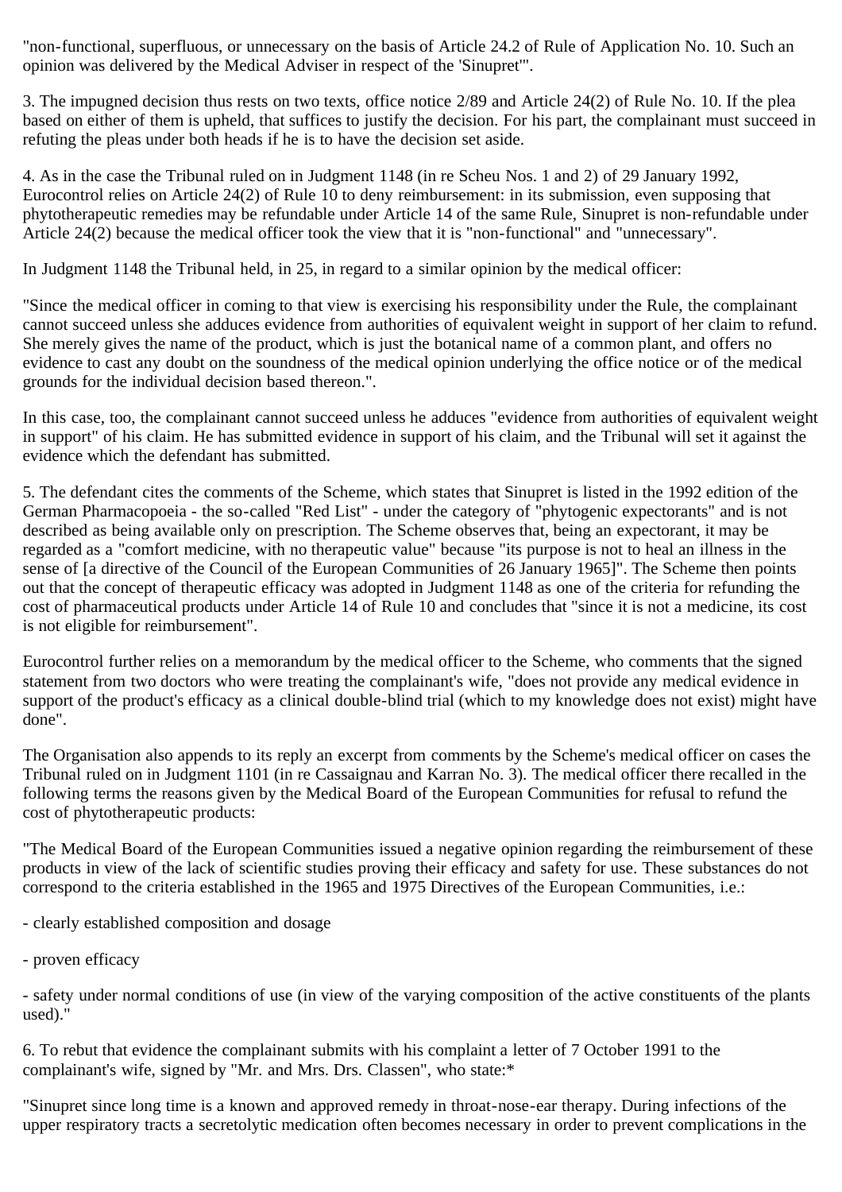"non-functional, superfluous, or unnecessary on the basis of Article 24.2 of Rule of Application No. 10. Such an opinion was delivered by the Medical Adviser in respect of the 'Sinupret'".

3. The impugned decision thus rests on two texts, office notice 2/89 and Article 24(2) of Rule No. 10. If the plea based on either of them is upheld, that suffices to justify the decision. For his part, the complainant must succeed in refuting the pleas under both heads if he is to have the decision set aside.

4. As in the case the Tribunal ruled on in Judgment 1148 (in re Scheu Nos. 1 and 2) of 29 January 1992, Eurocontrol relies on Article 24(2) of Rule 10 to deny reimbursement: in its submission, even supposing that phytotherapeutic remedies may be refundable under Article 14 of the same Rule, Sinupret is non-refundable under Article 24(2) because the medical officer took the view that it is "non-functional" and "unnecessary".

In Judgment 1148 the Tribunal held, in 25, in regard to a similar opinion by the medical officer:

"Since the medical officer in coming to that view is exercising his responsibility under the Rule, the complainant cannot succeed unless she adduces evidence from authorities of equivalent weight in support of her claim to refund. She merely gives the name of the product, which is just the botanical name of a common plant, and offers no evidence to cast any doubt on the soundness of the medical opinion underlying the office notice or of the medical grounds for the individual decision based thereon.".

In this case, too, the complainant cannot succeed unless he adduces "evidence from authorities of equivalent weight in support" of his claim. He has submitted evidence in support of his claim, and the Tribunal will set it against the evidence which the defendant has submitted.

5. The defendant cites the comments of the Scheme, which states that Sinupret is listed in the 1992 edition of the German Pharmacopoeia - the so-called "Red List" - under the category of "phytogenic expectorants" and is not described as being available only on prescription. The Scheme observes that, being an expectorant, it may be regarded as a "comfort medicine, with no therapeutic value" because "its purpose is not to heal an illness in the sense of [a directive of the Council of the European Communities of 26 January 1965]". The Scheme then points out that the concept of therapeutic efficacy was adopted in Judgment 1148 as one of the criteria for refunding the cost of pharmaceutical products under Article 14 of Rule 10 and concludes that "since it is not a medicine, its cost is not eligible for reimbursement".

Eurocontrol further relies on a memorandum by the medical officer to the Scheme, who comments that the signed statement from two doctors who were treating the complainant's wife, "does not provide any medical evidence in support of the product's efficacy as a clinical double-blind trial (which to my knowledge does not exist) might have done".

The Organisation also appends to its reply an excerpt from comments by the Scheme's medical officer on cases the Tribunal ruled on in Judgment 1101 (in re Cassaignau and Karran No. 3). The medical officer there recalled in the following terms the reasons given by the Medical Board of the European Communities for refusal to refund the cost of phytotherapeutic products:

"The Medical Board of the European Communities issued a negative opinion regarding the reimbursement of these products in view of the lack of scientific studies proving their efficacy and safety for use. These substances do not correspond to the criteria established in the 1965 and 1975 Directives of the European Communities, i.e.:

- clearly established composition and dosage

- proven efficacy

- safety under normal conditions of use (in view of the varying composition of the active constituents of the plants used)."

6. To rebut that evidence the complainant submits with his complaint a letter of 7 October 1991 to the complainant's wife, signed by "Mr. and Mrs. Drs. Classen", who state:*

"Sinupret since long time is a known and approved remedy in throat-nose-ear therapy. During infections of the upper respiratory tracts a secretolytic medication often becomes necessary in order to prevent complications in the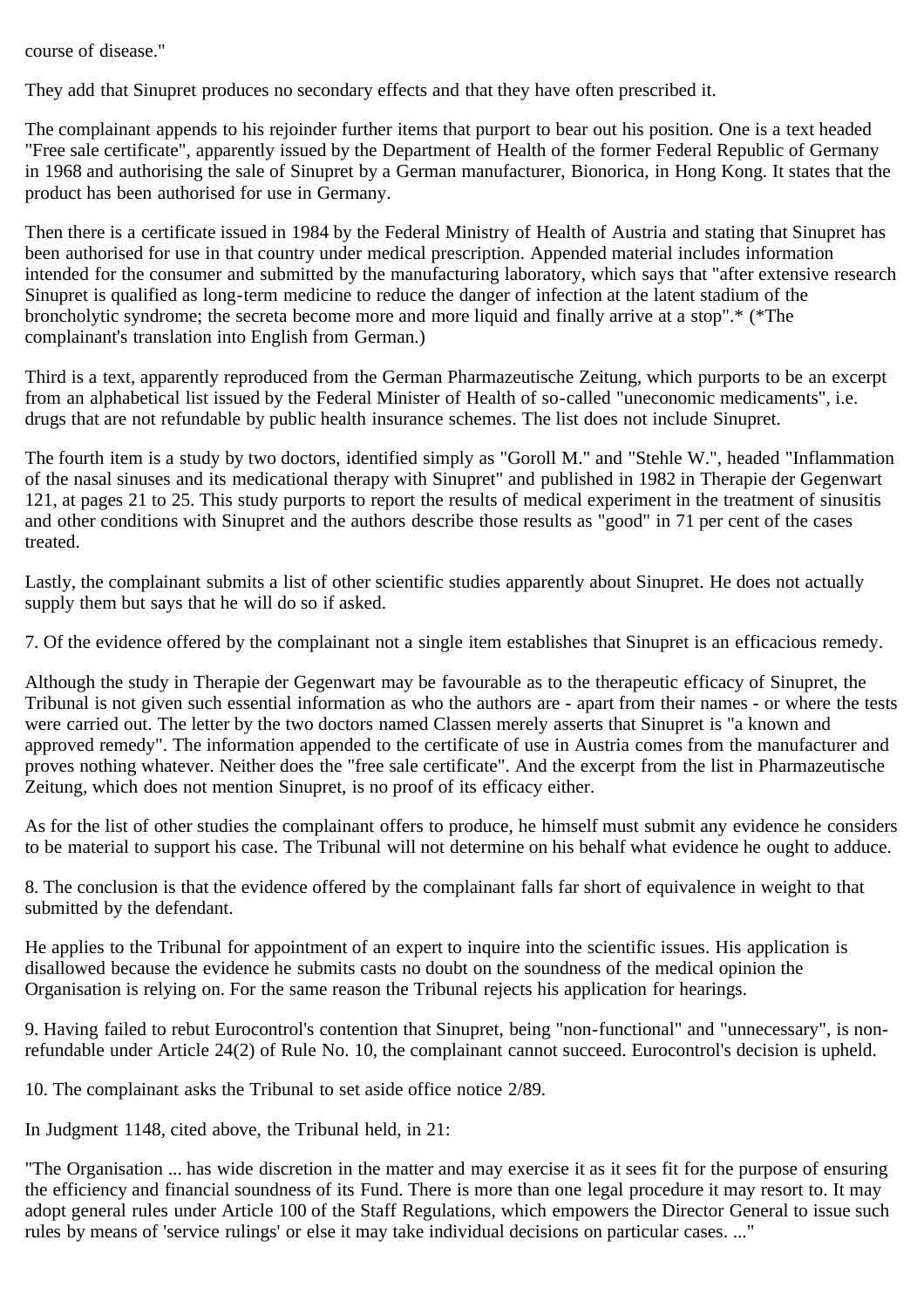course of disease."

They add that Sinupret produces no secondary effects and that they have often prescribed it.

The complainant appends to his rejoinder further items that purport to bear out his position. One is a text headed "Free sale certificate", apparently issued by the Department of Health of the former Federal Republic of Germany in 1968 and authorising the sale of Sinupret by a German manufacturer, Bionorica, in Hong Kong. It states that the product has been authorised for use in Germany.

Then there is a certificate issued in 1984 by the Federal Ministry of Health of Austria and stating that Sinupret has been authorised for use in that country under medical prescription. Appended material includes information intended for the consumer and submitted by the manufacturing laboratory, which says that "after extensive research Sinupret is qualified as long-term medicine to reduce the danger of infection at the latent stadium of the broncholytic syndrome; the secreta become more and more liquid and finally arrive at a stop".* (*The complainant's translation into English from German.)

Third is a text, apparently reproduced from the German Pharmazeutische Zeitung, which purports to be an excerpt from an alphabetical list issued by the Federal Minister of Health of so-called "uneconomic medicaments", i.e. drugs that are not refundable by public health insurance schemes. The list does not include Sinupret.

The fourth item is a study by two doctors, identified simply as "Goroll M." and "Stehle W.", headed "Inflammation of the nasal sinuses and its medicational therapy with Sinupret" and published in 1982 in Therapie der Gegenwart 121, at pages 21 to 25. This study purports to report the results of medical experiment in the treatment of sinusitis and other conditions with Sinupret and the authors describe those results as "good" in 71 per cent of the cases treated.

Lastly, the complainant submits a list of other scientific studies apparently about Sinupret. He does not actually supply them but says that he will do so if asked.

7. Of the evidence offered by the complainant not a single item establishes that Sinupret is an efficacious remedy.

Although the study in Therapie der Gegenwart may be favourable as to the therapeutic efficacy of Sinupret, the Tribunal is not given such essential information as who the authors are - apart from their names - or where the tests were carried out. The letter by the two doctors named Classen merely asserts that Sinupret is "a known and approved remedy". The information appended to the certificate of use in Austria comes from the manufacturer and proves nothing whatever. Neither does the "free sale certificate". And the excerpt from the list in Pharmazeutische Zeitung, which does not mention Sinupret, is no proof of its efficacy either.

As for the list of other studies the complainant offers to produce, he himself must submit any evidence he considers to be material to support his case. The Tribunal will not determine on his behalf what evidence he ought to adduce.

8. The conclusion is that the evidence offered by the complainant falls far short of equivalence in weight to that submitted by the defendant.

He applies to the Tribunal for appointment of an expert to inquire into the scientific issues. His application is disallowed because the evidence he submits casts no doubt on the soundness of the medical opinion the Organisation is relying on. For the same reason the Tribunal rejects his application for hearings.

9. Having failed to rebut Eurocontrol's contention that Sinupret, being "non-functional" and "unnecessary", is non-refundable under Article 24(2) of Rule No. 10, the complainant cannot succeed. Eurocontrol's decision is upheld.

10. The complainant asks the Tribunal to set aside office notice 2/89.

In Judgment 1148, cited above, the Tribunal held, in 21:

"The Organisation ... has wide discretion in the matter and may exercise it as it sees fit for the purpose of ensuring the efficiency and financial soundness of its Fund. There is more than one legal procedure it may resort to. It may adopt general rules under Article 100 of the Staff Regulations, which empowers the Director General to issue such rules by means of 'service rulings' or else it may take individual decisions on particular cases. ..."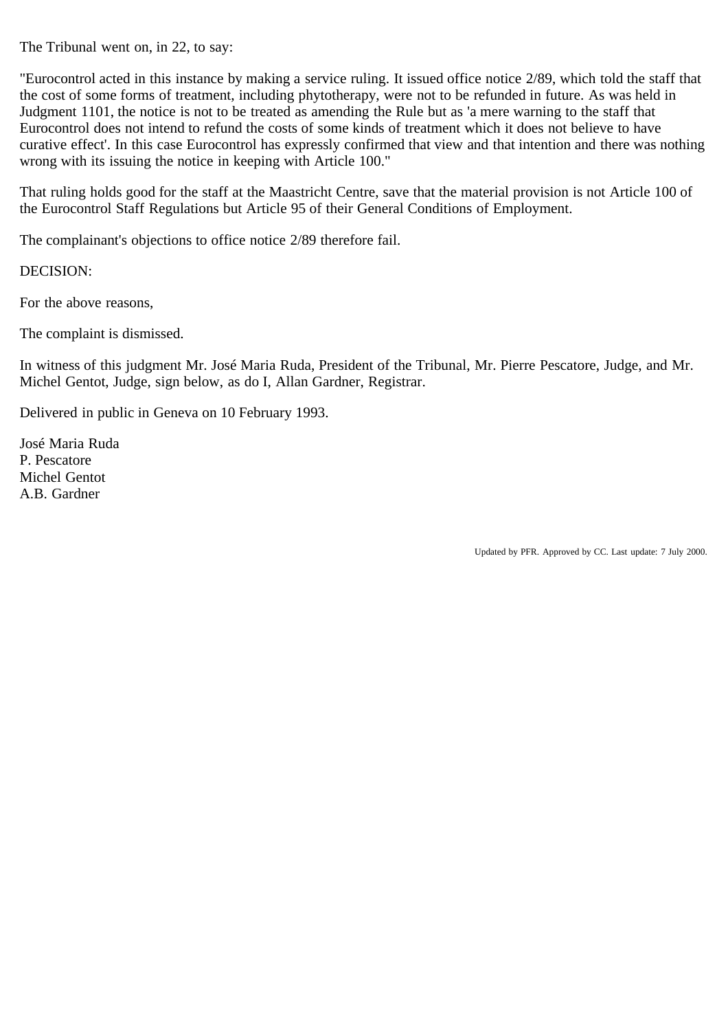The Tribunal went on, in 22, to say:

"Eurocontrol acted in this instance by making a service ruling. It issued office notice 2/89, which told the staff that the cost of some forms of treatment, including phytotherapy, were not to be refunded in future. As was held in Judgment 1101, the notice is not to be treated as amending the Rule but as 'a mere warning to the staff that Eurocontrol does not intend to refund the costs of some kinds of treatment which it does not believe to have curative effect'. In this case Eurocontrol has expressly confirmed that view and that intention and there was nothing wrong with its issuing the notice in keeping with Article 100."

That ruling holds good for the staff at the Maastricht Centre, save that the material provision is not Article 100 of the Eurocontrol Staff Regulations but Article 95 of their General Conditions of Employment.

The complainant's objections to office notice 2/89 therefore fail.

DECISION:

For the above reasons,

The complaint is dismissed.

In witness of this judgment Mr. José Maria Ruda, President of the Tribunal, Mr. Pierre Pescatore, Judge, and Mr. Michel Gentot, Judge, sign below, as do I, Allan Gardner, Registrar.

Delivered in public in Geneva on 10 February 1993.

José Maria Ruda
P. Pescatore
Michel Gentot
A.B. Gardner

Updated by PFR. Approved by CC. Last update: 7 July 2000.